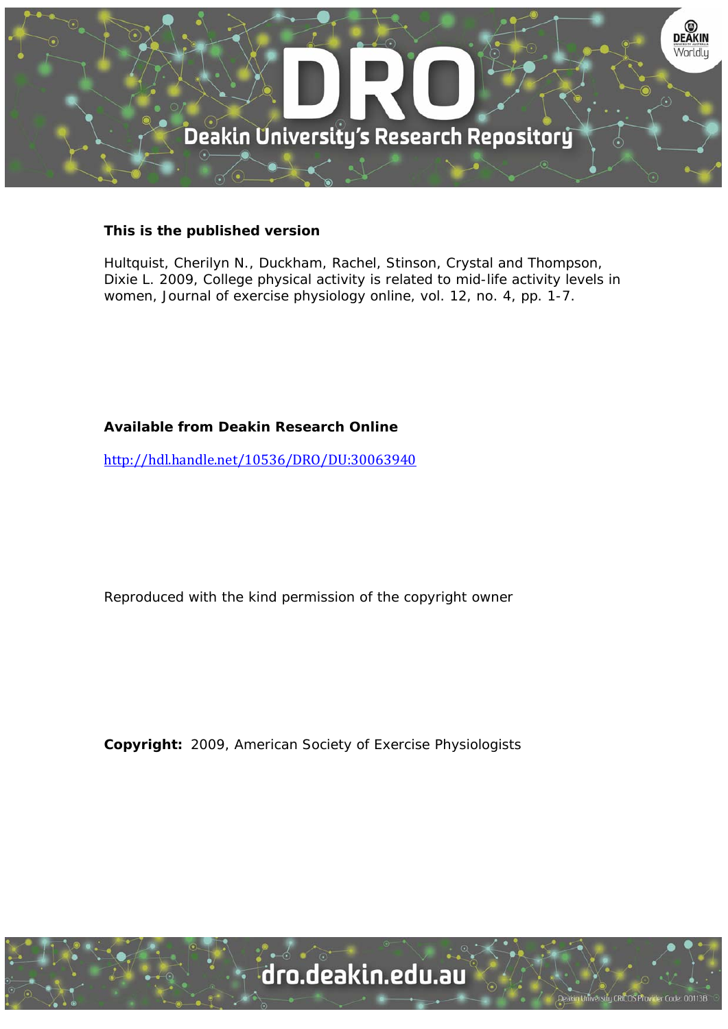**This is the published version**

Hultquist, Cherilyn N., Duckham, Rachel, Stinson, Crystal and Thompson, Dixie L. 2009, College physical activity is related to mid-life activity levels in women, Journal of exercise physiology online, vol. 12, no. 4, pp. 1-7.

**Available from Deakin Research Online**

http://hdl.handle.net/10536/DRO/DU:30063940

Reproduced with the kind permission of the copyright owner

**Copyright:** 2009, American Society of Exercise Physiologists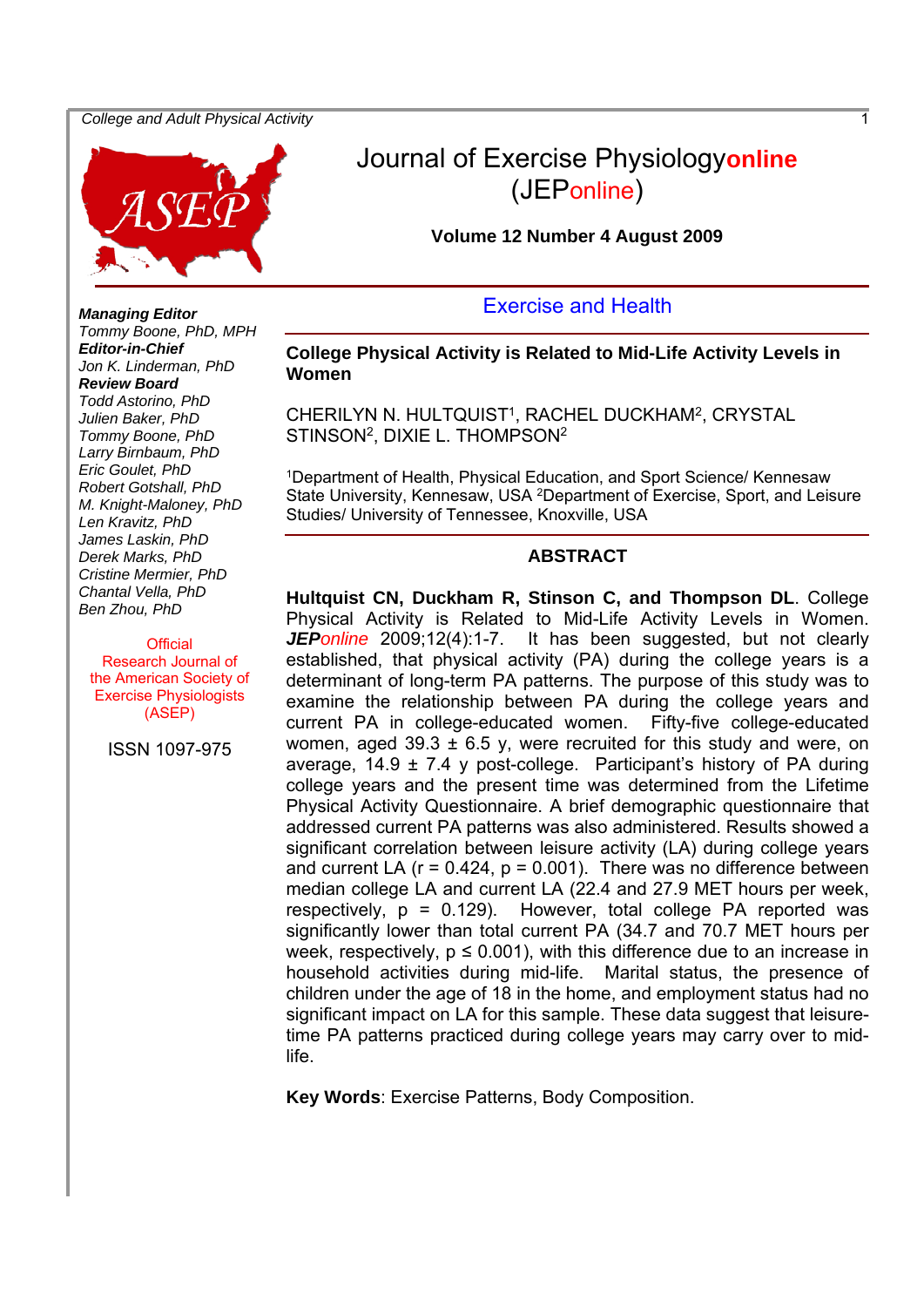# Journal of Exercise Physiology**online**

(JEP*online*)

**Volume 12 Number 4 August 2009**

***Managing Editor***
*Tommy Boone, PhD, MPH*
***Editor-in-Chief***
*Jon K. Linderman, PhD*
***Review Board***
*Todd Astorino, PhD*
*Julien Baker, PhD*
*Tommy Boone, PhD*
*Larry Birnbaum, PhD*
*Eric Goulet, PhD*
*Robert Gotshall, PhD*
*M. Knight-Maloney, PhD*
*Len Kravitz, PhD*
*James Laskin, PhD*
*Derek Marks, PhD*
*Cristine Mermier, PhD*
*Chantal Vella, PhD*
*Ben Zhou, PhD*

Official Research Journal of the American Society of Exercise Physiologists (ASEP)

ISSN 1097-975

## Exercise and Health

### College Physical Activity is Related to Mid-Life Activity Levels in Women

CHERILYN N. HULTQUIST[1], RACHEL DUCKHAM[2], CRYSTAL STINSON[2], DIXIE L. THOMPSON[2]

[1]Department of Health, Physical Education, and Sport Science/ Kennesaw State University, Kennesaw, USA [2]Department of Exercise, Sport, and Leisure Studies/ University of Tennessee, Knoxville, USA

### ABSTRACT

**Hultquist CN, Duckham R, Stinson C, and Thompson DL**. College Physical Activity is Related to Mid-Life Activity Levels in Women. ***JEP****online* 2009;12(4):1-7. It has been suggested, but not clearly established, that physical activity (PA) during the college years is a determinant of long-term PA patterns. The purpose of this study was to examine the relationship between PA during the college years and current PA in college-educated women. Fifty-five college-educated women, aged 39.3 ± 6.5 y, were recruited for this study and were, on average, 14.9 ± 7.4 y post-college. Participant's history of PA during college years and the present time was determined from the Lifetime Physical Activity Questionnaire. A brief demographic questionnaire that addressed current PA patterns was also administered. Results showed a significant correlation between leisure activity (LA) during college years and current LA ($r = 0.424$, $p = 0.001$). There was no difference between median college LA and current LA (22.4 and 27.9 MET hours per week, respectively, $p = 0.129$). However, total college PA reported was significantly lower than total current PA (34.7 and 70.7 MET hours per week, respectively, $p \leq 0.001$), with this difference due to an increase in household activities during mid-life. Marital status, the presence of children under the age of 18 in the home, and employment status had no significant impact on LA for this sample. These data suggest that leisure-time PA patterns practiced during college years may carry over to mid-life.

**Key Words**: Exercise Patterns, Body Composition.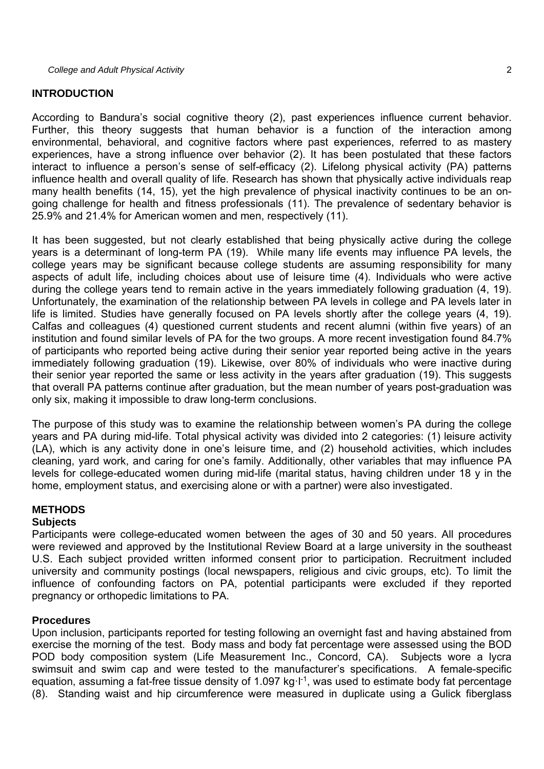## INTRODUCTION

According to Bandura's social cognitive theory (2), past experiences influence current behavior. Further, this theory suggests that human behavior is a function of the interaction among environmental, behavioral, and cognitive factors where past experiences, referred to as mastery experiences, have a strong influence over behavior (2). It has been postulated that these factors interact to influence a person's sense of self-efficacy (2). Lifelong physical activity (PA) patterns influence health and overall quality of life. Research has shown that physically active individuals reap many health benefits (14, 15), yet the high prevalence of physical inactivity continues to be an on-going challenge for health and fitness professionals (11). The prevalence of sedentary behavior is 25.9% and 21.4% for American women and men, respectively (11).

It has been suggested, but not clearly established that being physically active during the college years is a determinant of long-term PA (19). While many life events may influence PA levels, the college years may be significant because college students are assuming responsibility for many aspects of adult life, including choices about use of leisure time (4). Individuals who were active during the college years tend to remain active in the years immediately following graduation (4, 19). Unfortunately, the examination of the relationship between PA levels in college and PA levels later in life is limited. Studies have generally focused on PA levels shortly after the college years (4, 19). Calfas and colleagues (4) questioned current students and recent alumni (within five years) of an institution and found similar levels of PA for the two groups. A more recent investigation found 84.7% of participants who reported being active during their senior year reported being active in the years immediately following graduation (19). Likewise, over 80% of individuals who were inactive during their senior year reported the same or less activity in the years after graduation (19). This suggests that overall PA patterns continue after graduation, but the mean number of years post-graduation was only six, making it impossible to draw long-term conclusions.

The purpose of this study was to examine the relationship between women's PA during the college years and PA during mid-life. Total physical activity was divided into 2 categories: (1) leisure activity (LA), which is any activity done in one's leisure time, and (2) household activities, which includes cleaning, yard work, and caring for one's family. Additionally, other variables that may influence PA levels for college-educated women during mid-life (marital status, having children under 18 y in the home, employment status, and exercising alone or with a partner) were also investigated.

## METHODS

### Subjects

Participants were college-educated women between the ages of 30 and 50 years. All procedures were reviewed and approved by the Institutional Review Board at a large university in the southeast U.S. Each subject provided written informed consent prior to participation. Recruitment included university and community postings (local newspapers, religious and civic groups, etc). To limit the influence of confounding factors on PA, potential participants were excluded if they reported pregnancy or orthopedic limitations to PA.

### Procedures

Upon inclusion, participants reported for testing following an overnight fast and having abstained from exercise the morning of the test. Body mass and body fat percentage were assessed using the BOD POD body composition system (Life Measurement Inc., Concord, CA). Subjects wore a lycra swimsuit and swim cap and were tested to the manufacturer's specifications. A female-specific equation, assuming a fat-free tissue density of 1.097 $kg \cdot l^{-1}$, was used to estimate body fat percentage (8). Standing waist and hip circumference were measured in duplicate using a Gulick fiberglass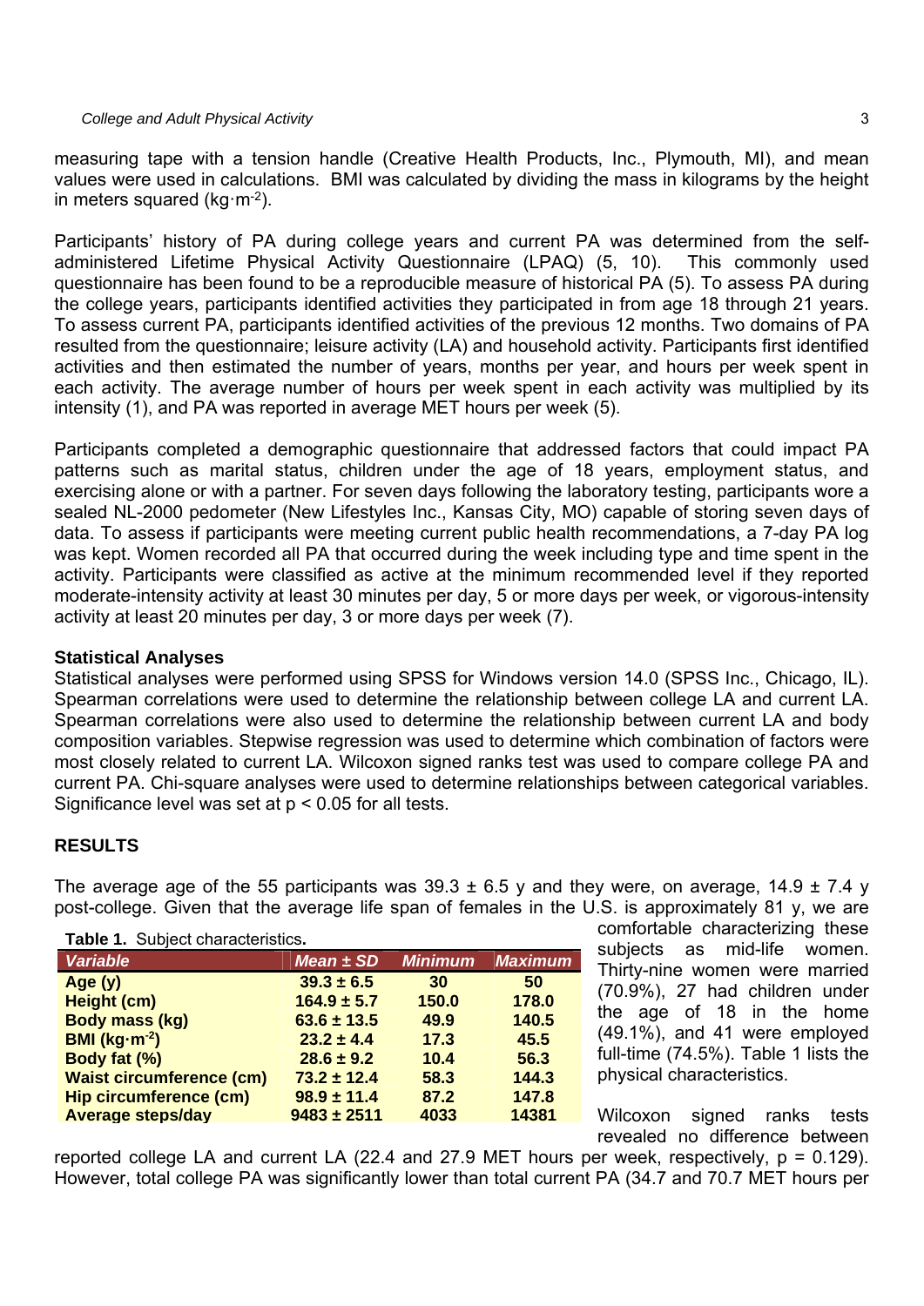measuring tape with a tension handle (Creative Health Products, Inc., Plymouth, MI), and mean values were used in calculations. BMI was calculated by dividing the mass in kilograms by the height in meters squared ($kg \cdot m^{-2}$).

Participants' history of PA during college years and current PA was determined from the self-administered Lifetime Physical Activity Questionnaire (LPAQ) (5, 10). This commonly used questionnaire has been found to be a reproducible measure of historical PA (5). To assess PA during the college years, participants identified activities they participated in from age 18 through 21 years. To assess current PA, participants identified activities of the previous 12 months. Two domains of PA resulted from the questionnaire; leisure activity (LA) and household activity. Participants first identified activities and then estimated the number of years, months per year, and hours per week spent in each activity. The average number of hours per week spent in each activity was multiplied by its intensity (1), and PA was reported in average MET hours per week (5).

Participants completed a demographic questionnaire that addressed factors that could impact PA patterns such as marital status, children under the age of 18 years, employment status, and exercising alone or with a partner. For seven days following the laboratory testing, participants wore a sealed NL-2000 pedometer (New Lifestyles Inc., Kansas City, MO) capable of storing seven days of data. To assess if participants were meeting current public health recommendations, a 7-day PA log was kept. Women recorded all PA that occurred during the week including type and time spent in the activity. Participants were classified as active at the minimum recommended level if they reported moderate-intensity activity at least 30 minutes per day, 5 or more days per week, or vigorous-intensity activity at least 20 minutes per day, 3 or more days per week (7).

### Statistical Analyses

Statistical analyses were performed using SPSS for Windows version 14.0 (SPSS Inc., Chicago, IL). Spearman correlations were used to determine the relationship between college LA and current LA. Spearman correlations were also used to determine the relationship between current LA and body composition variables. Stepwise regression was used to determine which combination of factors were most closely related to current LA. Wilcoxon signed ranks test was used to compare college PA and current PA. Chi-square analyses were used to determine relationships between categorical variables. Significance level was set at $p < 0.05$ for all tests.

## RESULTS

The average age of the 55 participants was 39.3 ± 6.5 y and they were, on average, 14.9 ± 7.4 y post-college. Given that the average life span of females in the U.S. is approximately 81 y, we are comfortable characterizing these subjects as mid-life women. Thirty-nine women were married (70.9%), 27 had children under the age of 18 in the home (49.1%), and 41 were employed full-time (74.5%). Table 1 lists the physical characteristics.

**Table 1.** Subject characteristics**.**

| Variable | Mean ± SD | Minimum | Maximum |
|---|---|---|---|
| **Age (y)** | **39.3 ± 6.5** | **30** | **50** |
| **Height (cm)** | **164.9 ± 5.7** | **150.0** | **178.0** |
| **Body mass (kg)** | **63.6 ± 13.5** | **49.9** | **140.5** |
| **BMI ($kg \cdot m^{-2}$)** | **23.2 ± 4.4** | **17.3** | **45.5** |
| **Body fat (%)** | **28.6 ± 9.2** | **10.4** | **56.3** |
| **Waist circumference (cm)** | **73.2 ± 12.4** | **58.3** | **144.3** |
| **Hip circumference (cm)** | **98.9 ± 11.4** | **87.2** | **147.8** |
| **Average steps/day** | **9483 ± 2511** | **4033** | **14381** |

Wilcoxon signed ranks tests revealed no difference between reported college LA and current LA (22.4 and 27.9 MET hours per week, respectively, $p = 0.129$). However, total college PA was significantly lower than total current PA (34.7 and 70.7 MET hours per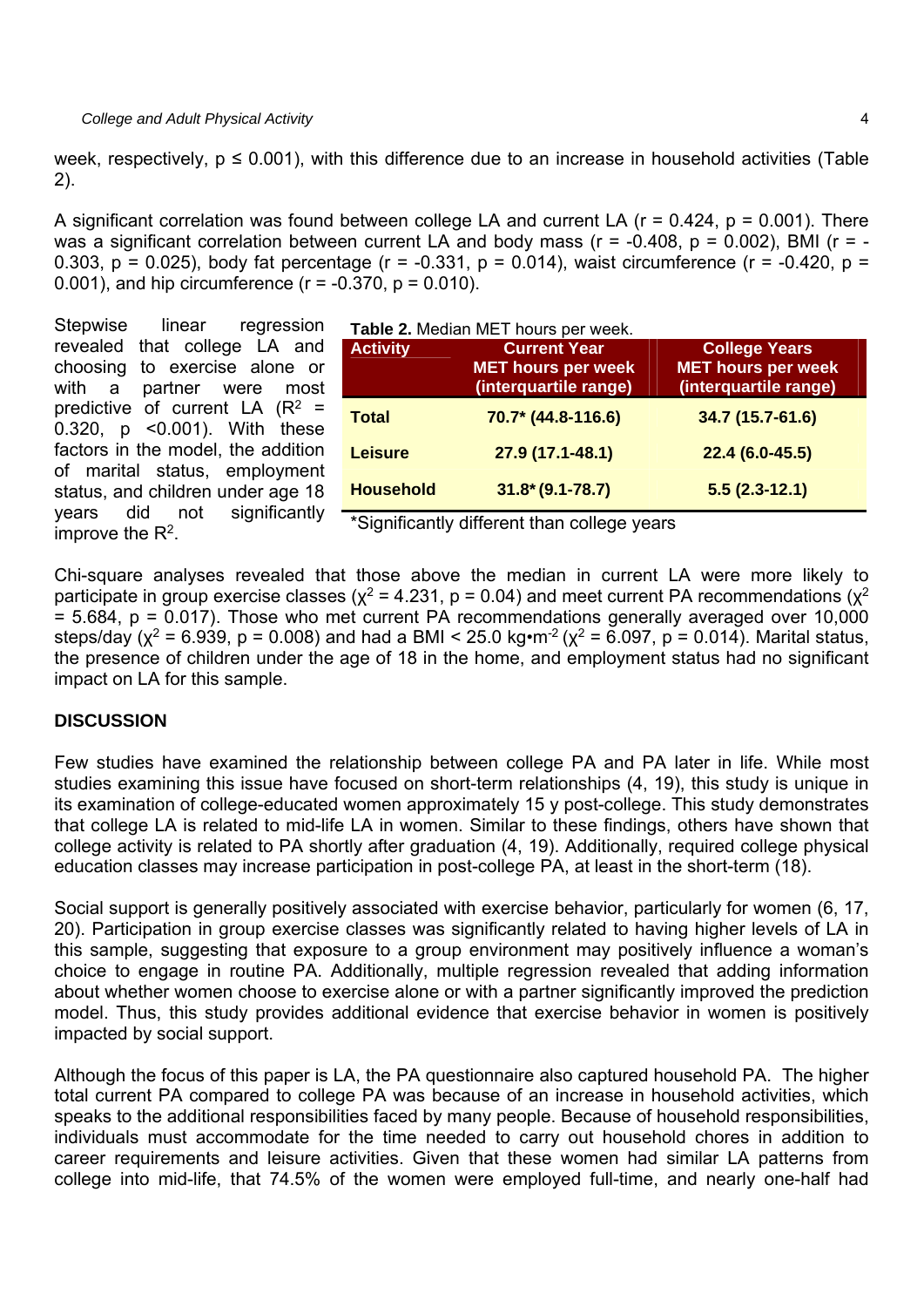week, respectively, $p \leq 0.001$), with this difference due to an increase in household activities (Table 2).

A significant correlation was found between college LA and current LA ($r = 0.424$, $p = 0.001$). There was a significant correlation between current LA and body mass ($r = -0.408$, $p = 0.002$), BMI ($r = -0.303$, $p = 0.025$), body fat percentage ($r = -0.331$, $p = 0.014$), waist circumference ($r = -0.420$, $p = 0.001$), and hip circumference ($r = -0.370$, $p = 0.010$).

Stepwise linear regression revealed that college LA and choosing to exercise alone or with a partner were most predictive of current LA ($R^2 = 0.320$, $p < 0.001$). With these factors in the model, the addition of marital status, employment status, and children under age 18 years did not significantly improve the $R^2$.

**Table 2.** Median MET hours per week.

| Activity | Current Year MET hours per week (interquartile range) | College Years MET hours per week (interquartile range) |
|---|---|---|
| Total | 70.7* (44.8-116.6) | 34.7 (15.7-61.6) |
| Leisure | 27.9 (17.1-48.1) | 22.4 (6.0-45.5) |
| Household | 31.8* (9.1-78.7) | 5.5 (2.3-12.1) |

*Significantly different than college years

Chi-square analyses revealed that those above the median in current LA were more likely to participate in group exercise classes ($\chi^2 = 4.231$, $p = 0.04$) and meet current PA recommendations ($\chi^2 = 5.684$, $p = 0.017$). Those who met current PA recommendations generally averaged over 10,000 steps/day ($\chi^2 = 6.939$, $p = 0.008$) and had a BMI < 25.0 $kg{\bullet}m^{-2}$ ($\chi^2 = 6.097$, $p = 0.014$). Marital status, the presence of children under the age of 18 in the home, and employment status had no significant impact on LA for this sample.

## DISCUSSION

Few studies have examined the relationship between college PA and PA later in life. While most studies examining this issue have focused on short-term relationships (4, 19), this study is unique in its examination of college-educated women approximately 15 y post-college. This study demonstrates that college LA is related to mid-life LA in women. Similar to these findings, others have shown that college activity is related to PA shortly after graduation (4, 19). Additionally, required college physical education classes may increase participation in post-college PA, at least in the short-term (18).

Social support is generally positively associated with exercise behavior, particularly for women (6, 17, 20). Participation in group exercise classes was significantly related to having higher levels of LA in this sample, suggesting that exposure to a group environment may positively influence a woman's choice to engage in routine PA. Additionally, multiple regression revealed that adding information about whether women choose to exercise alone or with a partner significantly improved the prediction model. Thus, this study provides additional evidence that exercise behavior in women is positively impacted by social support.

Although the focus of this paper is LA, the PA questionnaire also captured household PA. The higher total current PA compared to college PA was because of an increase in household activities, which speaks to the additional responsibilities faced by many people. Because of household responsibilities, individuals must accommodate for the time needed to carry out household chores in addition to career requirements and leisure activities. Given that these women had similar LA patterns from college into mid-life, that 74.5% of the women were employed full-time, and nearly one-half had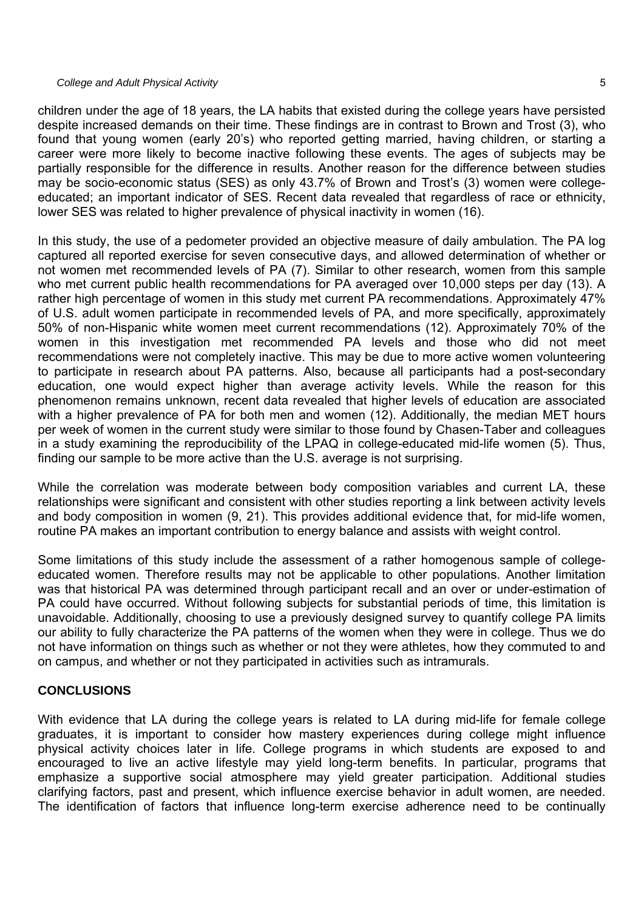children under the age of 18 years, the LA habits that existed during the college years have persisted despite increased demands on their time. These findings are in contrast to Brown and Trost (3), who found that young women (early 20's) who reported getting married, having children, or starting a career were more likely to become inactive following these events. The ages of subjects may be partially responsible for the difference in results. Another reason for the difference between studies may be socio-economic status (SES) as only 43.7% of Brown and Trost's (3) women were college-educated; an important indicator of SES. Recent data revealed that regardless of race or ethnicity, lower SES was related to higher prevalence of physical inactivity in women (16).

In this study, the use of a pedometer provided an objective measure of daily ambulation. The PA log captured all reported exercise for seven consecutive days, and allowed determination of whether or not women met recommended levels of PA (7). Similar to other research, women from this sample who met current public health recommendations for PA averaged over 10,000 steps per day (13). A rather high percentage of women in this study met current PA recommendations. Approximately 47% of U.S. adult women participate in recommended levels of PA, and more specifically, approximately 50% of non-Hispanic white women meet current recommendations (12). Approximately 70% of the women in this investigation met recommended PA levels and those who did not meet recommendations were not completely inactive. This may be due to more active women volunteering to participate in research about PA patterns. Also, because all participants had a post-secondary education, one would expect higher than average activity levels. While the reason for this phenomenon remains unknown, recent data revealed that higher levels of education are associated with a higher prevalence of PA for both men and women (12). Additionally, the median MET hours per week of women in the current study were similar to those found by Chasen-Taber and colleagues in a study examining the reproducibility of the LPAQ in college-educated mid-life women (5). Thus, finding our sample to be more active than the U.S. average is not surprising.

While the correlation was moderate between body composition variables and current LA, these relationships were significant and consistent with other studies reporting a link between activity levels and body composition in women (9, 21). This provides additional evidence that, for mid-life women, routine PA makes an important contribution to energy balance and assists with weight control.

Some limitations of this study include the assessment of a rather homogenous sample of college-educated women. Therefore results may not be applicable to other populations. Another limitation was that historical PA was determined through participant recall and an over or under-estimation of PA could have occurred. Without following subjects for substantial periods of time, this limitation is unavoidable. Additionally, choosing to use a previously designed survey to quantify college PA limits our ability to fully characterize the PA patterns of the women when they were in college. Thus we do not have information on things such as whether or not they were athletes, how they commuted to and on campus, and whether or not they participated in activities such as intramurals.

## CONCLUSIONS

With evidence that LA during the college years is related to LA during mid-life for female college graduates, it is important to consider how mastery experiences during college might influence physical activity choices later in life. College programs in which students are exposed to and encouraged to live an active lifestyle may yield long-term benefits. In particular, programs that emphasize a supportive social atmosphere may yield greater participation. Additional studies clarifying factors, past and present, which influence exercise behavior in adult women, are needed. The identification of factors that influence long-term exercise adherence need to be continually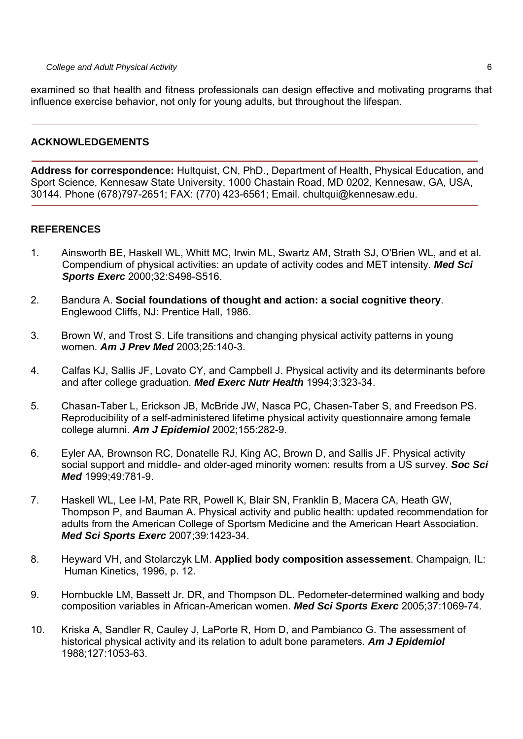examined so that health and fitness professionals can design effective and motivating programs that influence exercise behavior, not only for young adults, but throughout the lifespan.

## ACKNOWLEDGEMENTS

**Address for correspondence:** Hultquist, CN, PhD., Department of Health, Physical Education, and Sport Science, Kennesaw State University, 1000 Chastain Road, MD 0202, Kennesaw, GA, USA, 30144. Phone (678)797-2651; FAX: (770) 423-6561; Email. chultqui@kennesaw.edu.

## REFERENCES

1. Ainsworth BE, Haskell WL, Whitt MC, Irwin ML, Swartz AM, Strath SJ, O'Brien WL, and et al. Compendium of physical activities: an update of activity codes and MET intensity. ***Med Sci Sports Exerc*** 2000;32:S498-S516.

2. Bandura A. **Social foundations of thought and action: a social cognitive theory**. Englewood Cliffs, NJ: Prentice Hall, 1986.

3. Brown W, and Trost S. Life transitions and changing physical activity patterns in young women. ***Am J Prev Med*** 2003;25:140-3.

4. Calfas KJ, Sallis JF, Lovato CY, and Campbell J. Physical activity and its determinants before and after college graduation. ***Med Exerc Nutr Health*** 1994;3:323-34.

5. Chasan-Taber L, Erickson JB, McBride JW, Nasca PC, Chasen-Taber S, and Freedson PS. Reproducibility of a self-administered lifetime physical activity questionnaire among female college alumni. ***Am J Epidemiol*** 2002;155:282-9.

6. Eyler AA, Brownson RC, Donatelle RJ, King AC, Brown D, and Sallis JF. Physical activity social support and middle- and older-aged minority women: results from a US survey. ***Soc Sci Med*** 1999;49:781-9.

7. Haskell WL, Lee I-M, Pate RR, Powell K, Blair SN, Franklin B, Macera CA, Heath GW, Thompson P, and Bauman A. Physical activity and public health: updated recommendation for adults from the American College of Sportsm Medicine and the American Heart Association. ***Med Sci Sports Exerc*** 2007;39:1423-34.

8. Heyward VH, and Stolarczyk LM. **Applied body composition assessement**. Champaign, IL: Human Kinetics, 1996, p. 12.

9. Hornbuckle LM, Bassett Jr. DR, and Thompson DL. Pedometer-determined walking and body composition variables in African-American women. ***Med Sci Sports Exerc*** 2005;37:1069-74.

10. Kriska A, Sandler R, Cauley J, LaPorte R, Hom D, and Pambianco G. The assessment of historical physical activity and its relation to adult bone parameters. ***Am J Epidemiol*** 1988;127:1053-63.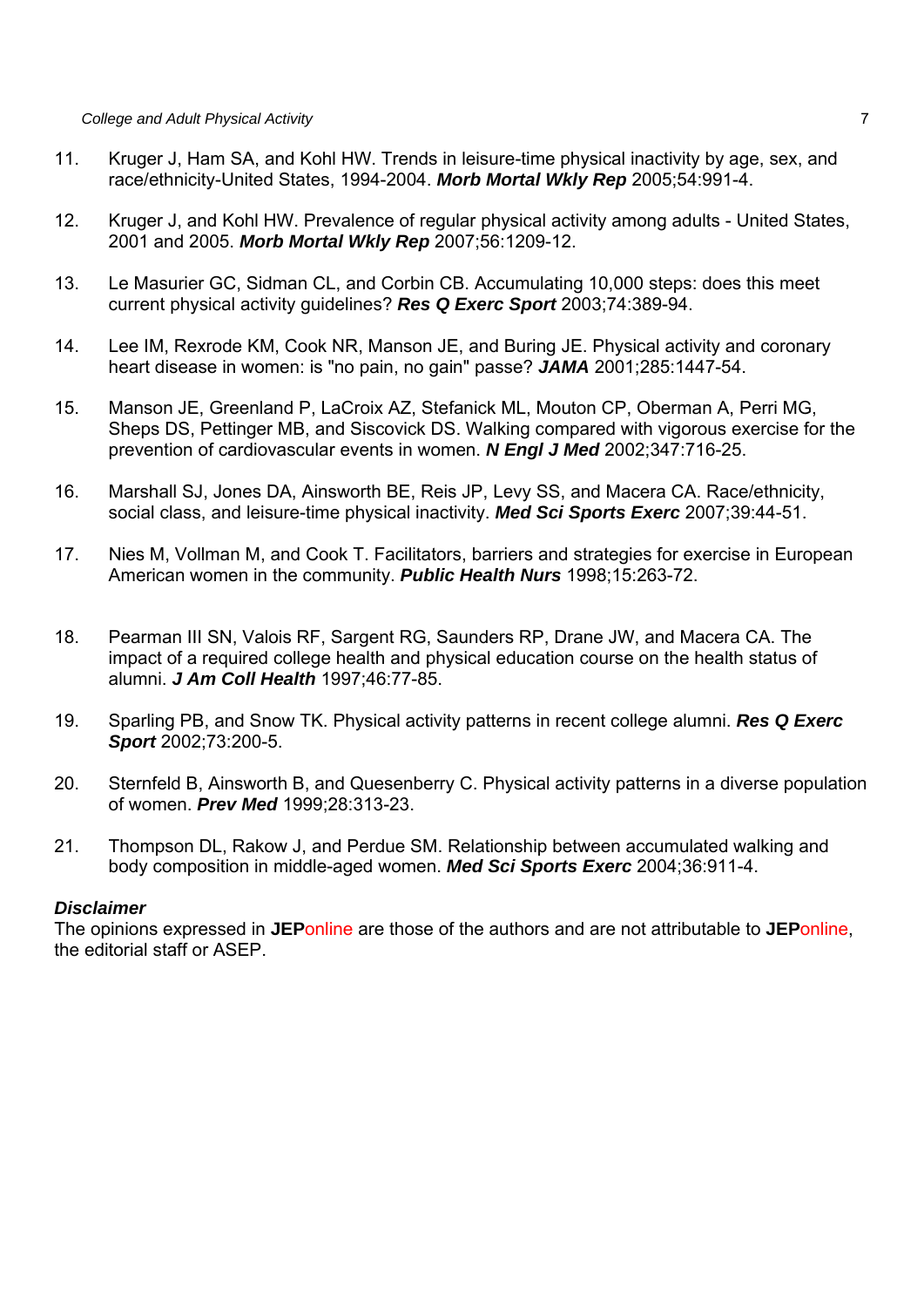11. Kruger J, Ham SA, and Kohl HW. Trends in leisure-time physical inactivity by age, sex, and race/ethnicity-United States, 1994-2004. ***Morb Mortal Wkly Rep*** 2005;54:991-4.

12. Kruger J, and Kohl HW. Prevalence of regular physical activity among adults - United States, 2001 and 2005. ***Morb Mortal Wkly Rep*** 2007;56:1209-12.

13. Le Masurier GC, Sidman CL, and Corbin CB. Accumulating 10,000 steps: does this meet current physical activity guidelines? ***Res Q Exerc Sport*** 2003;74:389-94.

14. Lee IM, Rexrode KM, Cook NR, Manson JE, and Buring JE. Physical activity and coronary heart disease in women: is "no pain, no gain" passe? ***JAMA*** 2001;285:1447-54.

15. Manson JE, Greenland P, LaCroix AZ, Stefanick ML, Mouton CP, Oberman A, Perri MG, Sheps DS, Pettinger MB, and Siscovick DS. Walking compared with vigorous exercise for the prevention of cardiovascular events in women. ***N Engl J Med*** 2002;347:716-25.

16. Marshall SJ, Jones DA, Ainsworth BE, Reis JP, Levy SS, and Macera CA. Race/ethnicity, social class, and leisure-time physical inactivity. ***Med Sci Sports Exerc*** 2007;39:44-51.

17. Nies M, Vollman M, and Cook T. Facilitators, barriers and strategies for exercise in European American women in the community. ***Public Health Nurs*** 1998;15:263-72.

18. Pearman III SN, Valois RF, Sargent RG, Saunders RP, Drane JW, and Macera CA. The impact of a required college health and physical education course on the health status of alumni. ***J Am Coll Health*** 1997;46:77-85.

19. Sparling PB, and Snow TK. Physical activity patterns in recent college alumni. ***Res Q Exerc Sport*** 2002;73:200-5.

20. Sternfeld B, Ainsworth B, and Quesenberry C. Physical activity patterns in a diverse population of women. ***Prev Med*** 1999;28:313-23.

21. Thompson DL, Rakow J, and Perdue SM. Relationship between accumulated walking and body composition in middle-aged women. ***Med Sci Sports Exerc*** 2004;36:911-4.

***Disclaimer***

The opinions expressed in **JEP**online are those of the authors and are not attributable to **JEP**online, the editorial staff or ASEP.